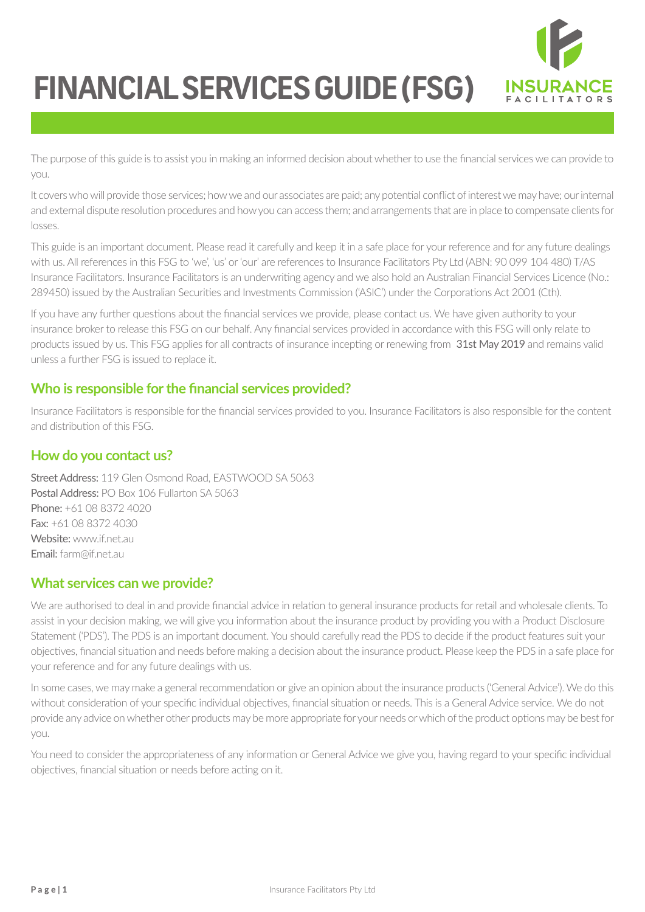# FINANCIAL SERVICES GUIDE (FSG)

The purpose of this guide is to assist you in making an informed decision about whether to use the financial services we can provide to you.

It covers who will provide those services; how we and our associates are paid; any potential conflict of interest we may have; our internal and external dispute resolution procedures and how you can access them; and arrangements that are in place to compensate clients for losses.

This guide is an important document. Please read it carefully and keep it in a safe place for your reference and for any future dealings with us. All references in this FSG to 'we', 'us' or 'our' are references to Insurance Facilitators Pty Ltd (ABN: 90 099 104 480) T/AS Insurance Facilitators. Insurance Facilitators is an underwriting agency and we also hold an Australian Financial Services Licence (No.: 289450) issued by the Australian Securities and Investments Commission ('ASIC') under the Corporations Act 2001 (Cth).

If you have any further questions about the financial services we provide, please contact us. We have given authority to your insurance broker to release this FSG on our behalf. Any financial services provided in accordance with this FSG will only relate to products issued by us. This FSG applies for all contracts of insurance incepting or renewing from 31st May 2019 and remains valid unless a further FSG is issued to replace it.

## Who is responsible for the financial services provided?

Insurance Facilitators is responsible for the financial services provided to you. Insurance Facilitators is also responsible for the content and distribution of this FSG.

## How do you contact us?

**Street Address:** 119 Glen Osmond Road, EASTWOOD SA 5063
**Postal Address:** PO Box 106 Fullarton SA 5063
**Phone:** +61 08 8372 4020
**Fax:** +61 08 8372 4030
**Website:** www.if.net.au
**Email:** farm@if.net.au

## What services can we provide?

We are authorised to deal in and provide financial advice in relation to general insurance products for retail and wholesale clients. To assist in your decision making, we will give you information about the insurance product by providing you with a Product Disclosure Statement ('PDS'). The PDS is an important document. You should carefully read the PDS to decide if the product features suit your objectives, financial situation and needs before making a decision about the insurance product. Please keep the PDS in a safe place for your reference and for any future dealings with us.

In some cases, we may make a general recommendation or give an opinion about the insurance products ('General Advice'). We do this without consideration of your specific individual objectives, financial situation or needs. This is a General Advice service. We do not provide any advice on whether other products may be more appropriate for your needs or which of the product options may be best for you.

You need to consider the appropriateness of any information or General Advice we give you, having regard to your specific individual objectives, financial situation or needs before acting on it.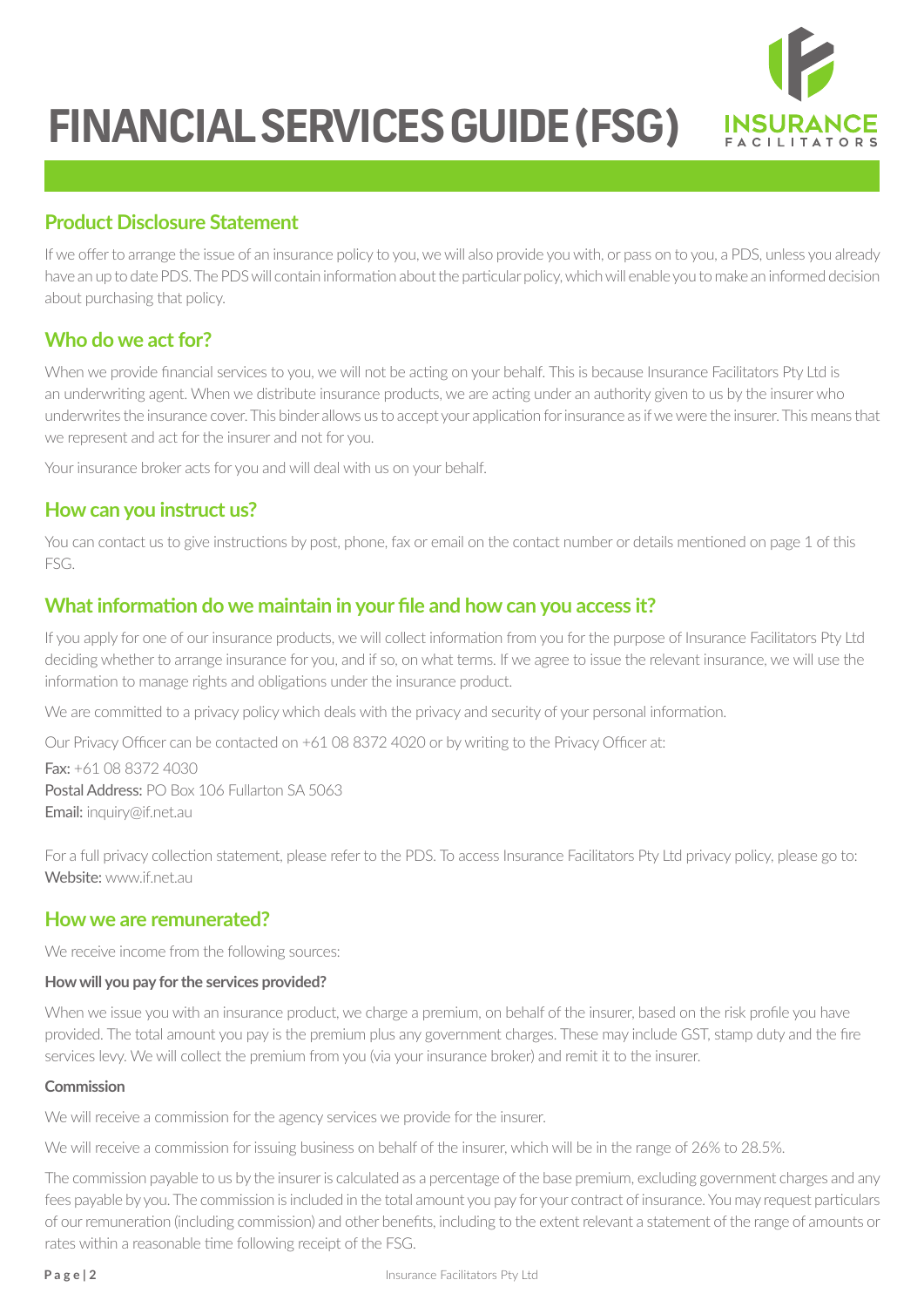# FINANCIAL SERVICES GUIDE (FSG)

## Product Disclosure Statement

If we offer to arrange the issue of an insurance policy to you, we will also provide you with, or pass on to you, a PDS, unless you already have an up to date PDS. The PDS will contain information about the particular policy, which will enable you to make an informed decision about purchasing that policy.

## Who do we act for?

When we provide financial services to you, we will not be acting on your behalf. This is because Insurance Facilitators Pty Ltd is an underwriting agent. When we distribute insurance products, we are acting under an authority given to us by the insurer who underwrites the insurance cover. This binder allows us to accept your application for insurance as if we were the insurer. This means that we represent and act for the insurer and not for you.

Your insurance broker acts for you and will deal with us on your behalf.

## How can you instruct us?

You can contact us to give instructions by post, phone, fax or email on the contact number or details mentioned on page 1 of this FSG.

## What information do we maintain in your file and how can you access it?

If you apply for one of our insurance products, we will collect information from you for the purpose of Insurance Facilitators Pty Ltd deciding whether to arrange insurance for you, and if so, on what terms. If we agree to issue the relevant insurance, we will use the information to manage rights and obligations under the insurance product.

We are committed to a privacy policy which deals with the privacy and security of your personal information.

Our Privacy Officer can be contacted on +61 08 8372 4020 or by writing to the Privacy Officer at:

**Fax:** +61 08 8372 4030
**Postal Address:** PO Box 106 Fullarton SA 5063
**Email:** inquiry@if.net.au

For a full privacy collection statement, please refer to the PDS. To access Insurance Facilitators Pty Ltd privacy policy, please go to:
**Website:** www.if.net.au

## How we are remunerated?

We receive income from the following sources:

**How will you pay for the services provided?**

When we issue you with an insurance product, we charge a premium, on behalf of the insurer, based on the risk profile you have provided. The total amount you pay is the premium plus any government charges. These may include GST, stamp duty and the fire services levy. We will collect the premium from you (via your insurance broker) and remit it to the insurer.

**Commission**

We will receive a commission for the agency services we provide for the insurer.

We will receive a commission for issuing business on behalf of the insurer, which will be in the range of 26% to 28.5%.

The commission payable to us by the insurer is calculated as a percentage of the base premium, excluding government charges and any fees payable by you. The commission is included in the total amount you pay for your contract of insurance. You may request particulars of our remuneration (including commission) and other benefits, including to the extent relevant a statement of the range of amounts or rates within a reasonable time following receipt of the FSG.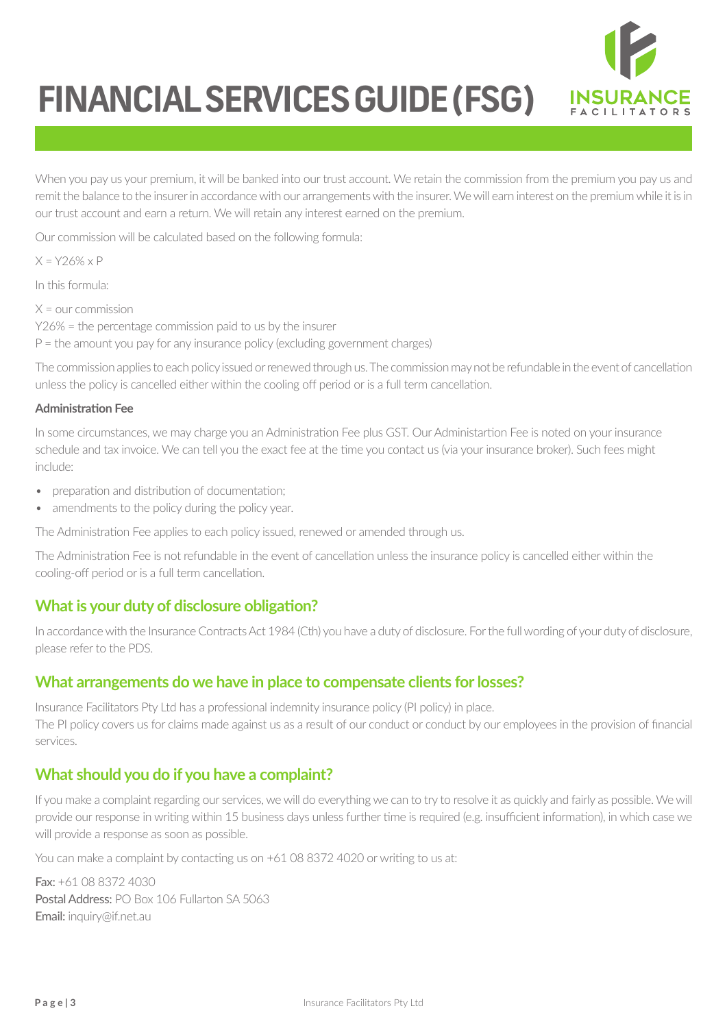# FINANCIAL SERVICES GUIDE (FSG)

When you pay us your premium, it will be banked into our trust account. We retain the commission from the premium you pay us and remit the balance to the insurer in accordance with our arrangements with the insurer. We will earn interest on the premium while it is in our trust account and earn a return. We will retain any interest earned on the premium.

Our commission will be calculated based on the following formula:

X = Y26% x P

In this formula:

X = our commission
Y26% = the percentage commission paid to us by the insurer
P = the amount you pay for any insurance policy (excluding government charges)

The commission applies to each policy issued or renewed through us. The commission may not be refundable in the event of cancellation unless the policy is cancelled either within the cooling off period or is a full term cancellation.

**Administration Fee**

In some circumstances, we may charge you an Administration Fee plus GST. Our Administartion Fee is noted on your insurance schedule and tax invoice. We can tell you the exact fee at the time you contact us (via your insurance broker). Such fees might include:

- preparation and distribution of documentation;
- amendments to the policy during the policy year.

The Administration Fee applies to each policy issued, renewed or amended through us.

The Administration Fee is not refundable in the event of cancellation unless the insurance policy is cancelled either within the cooling-off period or is a full term cancellation.

## What is your duty of disclosure obligation?

In accordance with the Insurance Contracts Act 1984 (Cth) you have a duty of disclosure. For the full wording of your duty of disclosure, please refer to the PDS.

## What arrangements do we have in place to compensate clients for losses?

Insurance Facilitators Pty Ltd has a professional indemnity insurance policy (PI policy) in place.
The PI policy covers us for claims made against us as a result of our conduct or conduct by our employees in the provision of financial services.

## What should you do if you have a complaint?

If you make a complaint regarding our services, we will do everything we can to try to resolve it as quickly and fairly as possible. We will provide our response in writing within 15 business days unless further time is required (e.g. insufficient information), in which case we will provide a response as soon as possible.

You can make a complaint by contacting us on +61 08 8372 4020 or writing to us at:

**Fax:** +61 08 8372 4030
**Postal Address:** PO Box 106 Fullarton SA 5063
**Email:** inquiry@if.net.au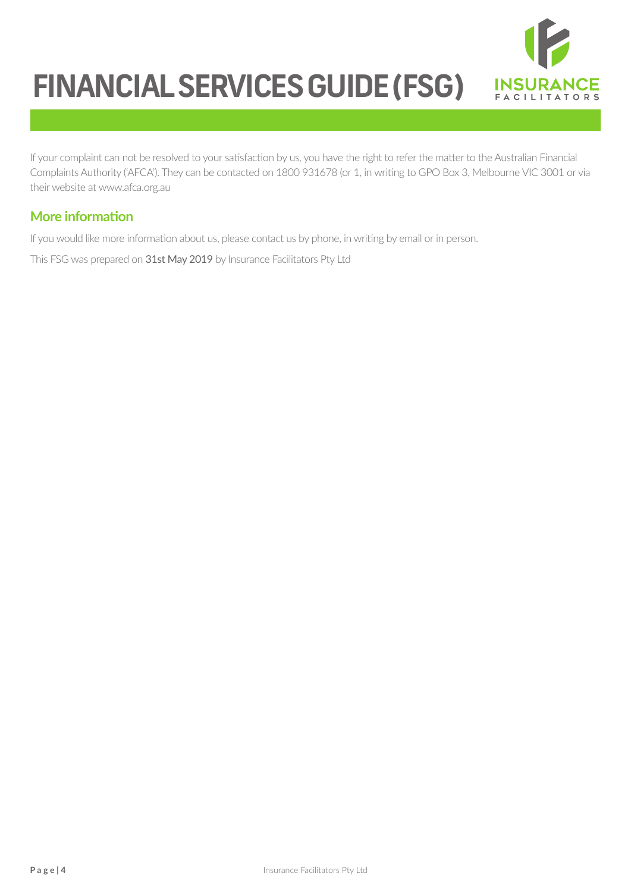# FINANCIAL SERVICES GUIDE (FSG)

If your complaint can not be resolved to your satisfaction by us, you have the right to refer the matter to the Australian Financial Complaints Authority ('AFCA'). They can be contacted on 1800 931678 (or 1, in writing to GPO Box 3, Melbourne VIC 3001 or via their website at www.afca.org.au

## More information

If you would like more information about us, please contact us by phone, in writing by email or in person.

This FSG was prepared on 31st May 2019 by Insurance Facilitators Pty Ltd